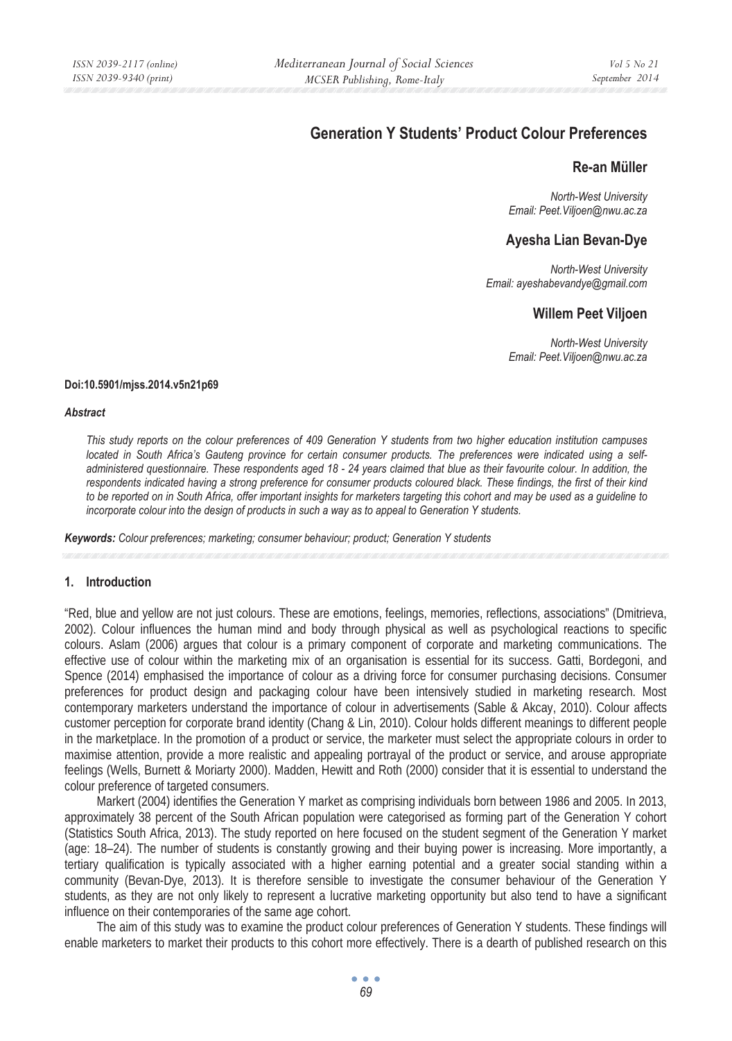# Generation Y Students' Product Colour Preferences

**Re-an Müller**

*North-West University*
*Email: Peet.Viljoen@nwu.ac.za*

**Ayesha Lian Bevan-Dye**

*North-West University*
*Email: ayeshabevandye@gmail.com*

**Willem Peet Viljoen**

*North-West University*
*Email: Peet.Viljoen@nwu.ac.za*

**Doi:10.5901/mjss.2014.v5n21p69**

***Abstract***

*This study reports on the colour preferences of 409 Generation Y students from two higher education institution campuses located in South Africa's Gauteng province for certain consumer products. The preferences were indicated using a self-administered questionnaire. These respondents aged 18 - 24 years claimed that blue as their favourite colour. In addition, the respondents indicated having a strong preference for consumer products coloured black. These findings, the first of their kind to be reported on in South Africa, offer important insights for marketers targeting this cohort and may be used as a guideline to incorporate colour into the design of products in such a way as to appeal to Generation Y students.*

***Keywords:*** *Colour preferences; marketing; consumer behaviour; product; Generation Y students*

## 1. Introduction

"Red, blue and yellow are not just colours. These are emotions, feelings, memories, reflections, associations" (Dmitrieva, 2002). Colour influences the human mind and body through physical as well as psychological reactions to specific colours. Aslam (2006) argues that colour is a primary component of corporate and marketing communications. The effective use of colour within the marketing mix of an organisation is essential for its success. Gatti, Bordegoni, and Spence (2014) emphasised the importance of colour as a driving force for consumer purchasing decisions. Consumer preferences for product design and packaging colour have been intensively studied in marketing research. Most contemporary marketers understand the importance of colour in advertisements (Sable & Akcay, 2010). Colour affects customer perception for corporate brand identity (Chang & Lin, 2010). Colour holds different meanings to different people in the marketplace. In the promotion of a product or service, the marketer must select the appropriate colours in order to maximise attention, provide a more realistic and appealing portrayal of the product or service, and arouse appropriate feelings (Wells, Burnett & Moriarty 2000). Madden, Hewitt and Roth (2000) consider that it is essential to understand the colour preference of targeted consumers.

Markert (2004) identifies the Generation Y market as comprising individuals born between 1986 and 2005. In 2013, approximately 38 percent of the South African population were categorised as forming part of the Generation Y cohort (Statistics South Africa, 2013). The study reported on here focused on the student segment of the Generation Y market (age: 18–24). The number of students is constantly growing and their buying power is increasing. More importantly, a tertiary qualification is typically associated with a higher earning potential and a greater social standing within a community (Bevan-Dye, 2013). It is therefore sensible to investigate the consumer behaviour of the Generation Y students, as they are not only likely to represent a lucrative marketing opportunity but also tend to have a significant influence on their contemporaries of the same age cohort.

The aim of this study was to examine the product colour preferences of Generation Y students. These findings will enable marketers to market their products to this cohort more effectively. There is a dearth of published research on this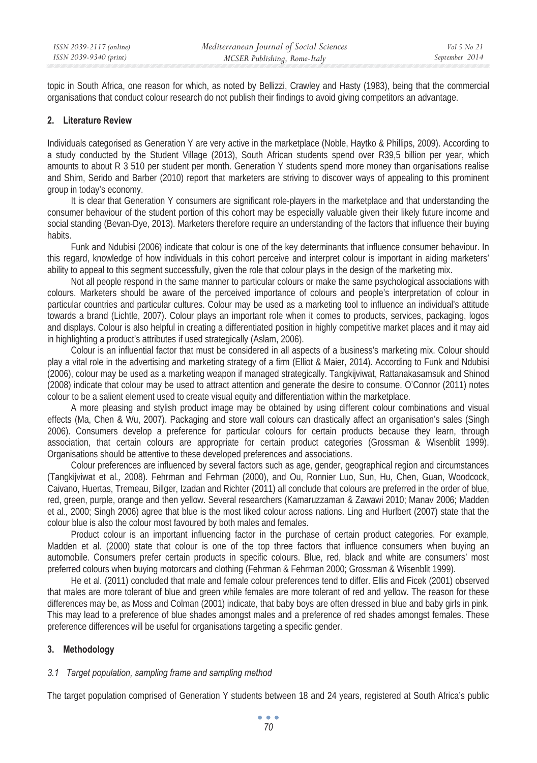topic in South Africa, one reason for which, as noted by Bellizzi, Crawley and Hasty (1983), being that the commercial organisations that conduct colour research do not publish their findings to avoid giving competitors an advantage.

## 2. Literature Review

Individuals categorised as Generation Y are very active in the marketplace (Noble, Haytko & Phillips, 2009). According to a study conducted by the Student Village (2013), South African students spend over R39,5 billion per year, which amounts to about R 3 510 per student per month. Generation Y students spend more money than organisations realise and Shim, Serido and Barber (2010) report that marketers are striving to discover ways of appealing to this prominent group in today's economy.

It is clear that Generation Y consumers are significant role-players in the marketplace and that understanding the consumer behaviour of the student portion of this cohort may be especially valuable given their likely future income and social standing (Bevan-Dye, 2013). Marketers therefore require an understanding of the factors that influence their buying habits.

Funk and Ndubisi (2006) indicate that colour is one of the key determinants that influence consumer behaviour. In this regard, knowledge of how individuals in this cohort perceive and interpret colour is important in aiding marketers' ability to appeal to this segment successfully, given the role that colour plays in the design of the marketing mix.

Not all people respond in the same manner to particular colours or make the same psychological associations with colours. Marketers should be aware of the perceived importance of colours and people's interpretation of colour in particular countries and particular cultures. Colour may be used as a marketing tool to influence an individual's attitude towards a brand (Lichtle, 2007). Colour plays an important role when it comes to products, services, packaging, logos and displays. Colour is also helpful in creating a differentiated position in highly competitive market places and it may aid in highlighting a product's attributes if used strategically (Aslam, 2006).

Colour is an influential factor that must be considered in all aspects of a business's marketing mix. Colour should play a vital role in the advertising and marketing strategy of a firm (Elliot & Maier, 2014). According to Funk and Ndubisi (2006), colour may be used as a marketing weapon if managed strategically. Tangkijviwat, Rattanakasamsuk and Shinod (2008) indicate that colour may be used to attract attention and generate the desire to consume. O'Connor (2011) notes colour to be a salient element used to create visual equity and differentiation within the marketplace.

A more pleasing and stylish product image may be obtained by using different colour combinations and visual effects (Ma, Chen & Wu, 2007). Packaging and store wall colours can drastically affect an organisation's sales (Singh 2006). Consumers develop a preference for particular colours for certain products because they learn, through association, that certain colours are appropriate for certain product categories (Grossman & Wisenblit 1999). Organisations should be attentive to these developed preferences and associations.

Colour preferences are influenced by several factors such as age, gender, geographical region and circumstances (Tangkijviwat et al*.,* 2008). Fehrman and Fehrman (2000), and Ou, Ronnier Luo, Sun, Hu, Chen, Guan, Woodcock, Caivano, Huertas, Tremeau, Billger, Izadan and Richter (2011) all conclude that colours are preferred in the order of blue, red, green, purple, orange and then yellow. Several researchers (Kamaruzzaman & Zawawi 2010; Manav 2006; Madden et al*.,* 2000; Singh 2006) agree that blue is the most liked colour across nations. Ling and Hurlbert (2007) state that the colour blue is also the colour most favoured by both males and females.

Product colour is an important influencing factor in the purchase of certain product categories. For example, Madden et al. (2000) state that colour is one of the top three factors that influence consumers when buying an automobile. Consumers prefer certain products in specific colours. Blue, red, black and white are consumers' most preferred colours when buying motorcars and clothing (Fehrman & Fehrman 2000; Grossman & Wisenblit 1999).

He et al. (2011) concluded that male and female colour preferences tend to differ. Ellis and Ficek (2001) observed that males are more tolerant of blue and green while females are more tolerant of red and yellow. The reason for these differences may be, as Moss and Colman (2001) indicate, that baby boys are often dressed in blue and baby girls in pink. This may lead to a preference of blue shades amongst males and a preference of red shades amongst females. These preference differences will be useful for organisations targeting a specific gender.

## 3. Methodology

### *3.1 Target population, sampling frame and sampling method*

The target population comprised of Generation Y students between 18 and 24 years, registered at South Africa's public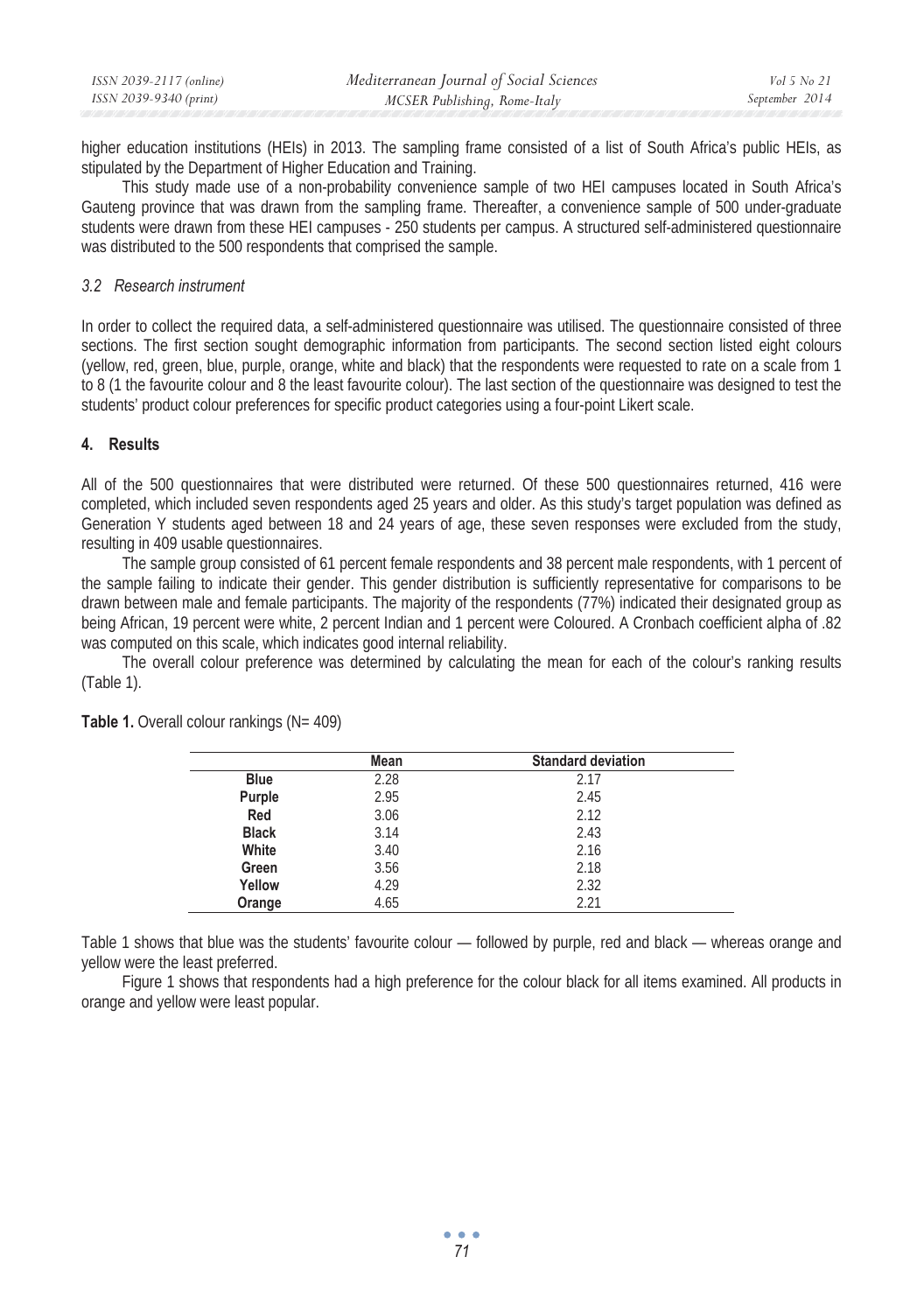higher education institutions (HEIs) in 2013. The sampling frame consisted of a list of South Africa's public HEIs, as stipulated by the Department of Higher Education and Training.

This study made use of a non-probability convenience sample of two HEI campuses located in South Africa's Gauteng province that was drawn from the sampling frame. Thereafter, a convenience sample of 500 under-graduate students were drawn from these HEI campuses - 250 students per campus. A structured self-administered questionnaire was distributed to the 500 respondents that comprised the sample.

### *3.2 Research instrument*

In order to collect the required data, a self-administered questionnaire was utilised. The questionnaire consisted of three sections. The first section sought demographic information from participants. The second section listed eight colours (yellow, red, green, blue, purple, orange, white and black) that the respondents were requested to rate on a scale from 1 to 8 (1 the favourite colour and 8 the least favourite colour). The last section of the questionnaire was designed to test the students' product colour preferences for specific product categories using a four-point Likert scale.

## 4. Results

All of the 500 questionnaires that were distributed were returned. Of these 500 questionnaires returned, 416 were completed, which included seven respondents aged 25 years and older. As this study's target population was defined as Generation Y students aged between 18 and 24 years of age, these seven responses were excluded from the study, resulting in 409 usable questionnaires.

The sample group consisted of 61 percent female respondents and 38 percent male respondents, with 1 percent of the sample failing to indicate their gender. This gender distribution is sufficiently representative for comparisons to be drawn between male and female participants. The majority of the respondents (77%) indicated their designated group as being African, 19 percent were white, 2 percent Indian and 1 percent were Coloured. A Cronbach coefficient alpha of .82 was computed on this scale, which indicates good internal reliability.

The overall colour preference was determined by calculating the mean for each of the colour's ranking results (Table 1).

**Table 1.** Overall colour rankings (N= 409)

| | Mean | Standard deviation |
|---|---|---|
| **Blue** | 2.28 | 2.17 |
| **Purple** | 2.95 | 2.45 |
| **Red** | 3.06 | 2.12 |
| **Black** | 3.14 | 2.43 |
| **White** | 3.40 | 2.16 |
| **Green** | 3.56 | 2.18 |
| **Yellow** | 4.29 | 2.32 |
| **Orange** | 4.65 | 2.21 |

Table 1 shows that blue was the students' favourite colour — followed by purple, red and black — whereas orange and yellow were the least preferred.

Figure 1 shows that respondents had a high preference for the colour black for all items examined. All products in orange and yellow were least popular.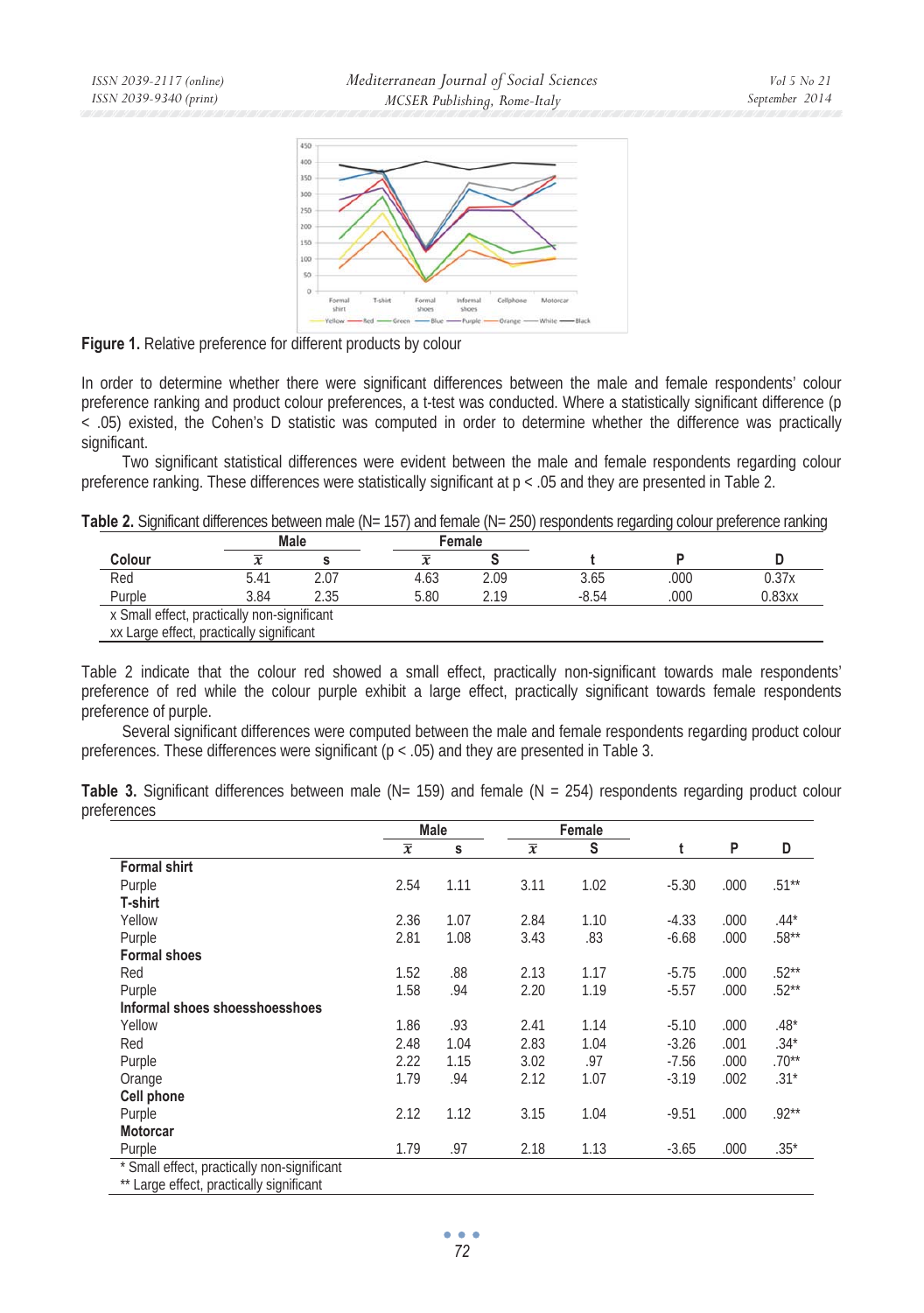**Figure 1.** Relative preference for different products by colour

In order to determine whether there were significant differences between the male and female respondents' colour preference ranking and product colour preferences, a t-test was conducted. Where a statistically significant difference ($p < .05$) existed, the Cohen's D statistic was computed in order to determine whether the difference was practically significant.

Two significant statistical differences were evident between the male and female respondents regarding colour preference ranking. These differences were statistically significant at $p < .05$ and they are presented in Table 2.

**Table 2.** Significant differences between male (N= 157) and female (N= 250) respondents regarding colour preference ranking

| Colour | Male | | Female | | t | P | D |
|---|---|---|---|---|---|---|---|
| | $\bar{x}$ | s | $\bar{x}$ | S | | | |
| Red | 5.41 | 2.07 | 4.63 | 2.09 | 3.65 | .000 | 0.37x |
| Purple | 3.84 | 2.35 | 5.80 | 2.19 | -8.54 | .000 | 0.83xx |

x Small effect, practically non-significant
xx Large effect, practically significant

Table 2 indicate that the colour red showed a small effect, practically non-significant towards male respondents' preference of red while the colour purple exhibit a large effect, practically significant towards female respondents preference of purple.

Several significant differences were computed between the male and female respondents regarding product colour preferences. These differences were significant ($p < .05$) and they are presented in Table 3.

**Table 3.** Significant differences between male (N= 159) and female (N = 254) respondents regarding product colour preferences

| | Male | | Female | | t | P | D |
|---|---|---|---|---|---|---|---|
| | $\bar{x}$ | s | $\bar{x}$ | S | | | |
| **Formal shirt** | | | | | | | |
| Purple | 2.54 | 1.11 | 3.11 | 1.02 | -5.30 | .000 | .51** |
| **T-shirt** | | | | | | | |
| Yellow | 2.36 | 1.07 | 2.84 | 1.10 | -4.33 | .000 | .44* |
| Purple | 2.81 | 1.08 | 3.43 | .83 | -6.68 | .000 | .58** |
| **Formal shoes** | | | | | | | |
| Red | 1.52 | .88 | 2.13 | 1.17 | -5.75 | .000 | .52** |
| Purple | 1.58 | .94 | 2.20 | 1.19 | -5.57 | .000 | .52** |
| **Informal shoes shoesshoesshoes** | | | | | | | |
| Yellow | 1.86 | .93 | 2.41 | 1.14 | -5.10 | .000 | .48* |
| Red | 2.48 | 1.04 | 2.83 | 1.04 | -3.26 | .001 | .34* |
| Purple | 2.22 | 1.15 | 3.02 | .97 | -7.56 | .000 | .70** |
| Orange | 1.79 | .94 | 2.12 | 1.07 | -3.19 | .002 | .31* |
| **Cell phone** | | | | | | | |
| Purple | 2.12 | 1.12 | 3.15 | 1.04 | -9.51 | .000 | .92** |
| **Motorcar** | | | | | | | |
| Purple | 1.79 | .97 | 2.18 | 1.13 | -3.65 | .000 | .35* |

* Small effect, practically non-significant
** Large effect, practically significant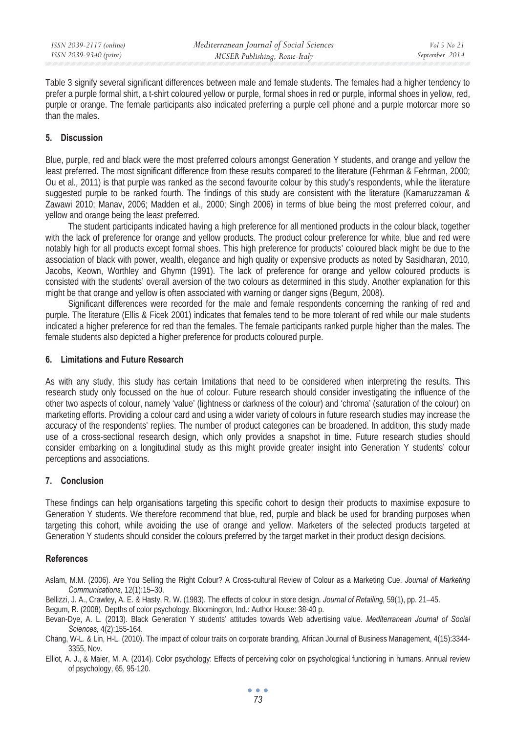Table 3 signify several significant differences between male and female students. The females had a higher tendency to prefer a purple formal shirt, a t-shirt coloured yellow or purple, formal shoes in red or purple, informal shoes in yellow, red, purple or orange. The female participants also indicated preferring a purple cell phone and a purple motorcar more so than the males.

## 5. Discussion

Blue, purple, red and black were the most preferred colours amongst Generation Y students, and orange and yellow the least preferred. The most significant difference from these results compared to the literature (Fehrman & Fehrman, 2000; Ou et al., 2011) is that purple was ranked as the second favourite colour by this study's respondents, while the literature suggested purple to be ranked fourth. The findings of this study are consistent with the literature (Kamaruzzaman & Zawawi 2010; Manav, 2006; Madden et al., 2000; Singh 2006) in terms of blue being the most preferred colour, and yellow and orange being the least preferred.

The student participants indicated having a high preference for all mentioned products in the colour black, together with the lack of preference for orange and yellow products. The product colour preference for white, blue and red were notably high for all products except formal shoes. This high preference for products' coloured black might be due to the association of black with power, wealth, elegance and high quality or expensive products as noted by Sasidharan, 2010, Jacobs, Keown, Worthley and Ghymn (1991). The lack of preference for orange and yellow coloured products is consisted with the students' overall aversion of the two colours as determined in this study. Another explanation for this might be that orange and yellow is often associated with warning or danger signs (Begum, 2008).

Significant differences were recorded for the male and female respondents concerning the ranking of red and purple. The literature (Ellis & Ficek 2001) indicates that females tend to be more tolerant of red while our male students indicated a higher preference for red than the females. The female participants ranked purple higher than the males. The female students also depicted a higher preference for products coloured purple.

## 6. Limitations and Future Research

As with any study, this study has certain limitations that need to be considered when interpreting the results. This research study only focussed on the hue of colour. Future research should consider investigating the influence of the other two aspects of colour, namely 'value' (lightness or darkness of the colour) and 'chroma' (saturation of the colour) on marketing efforts. Providing a colour card and using a wider variety of colours in future research studies may increase the accuracy of the respondents' replies. The number of product categories can be broadened. In addition, this study made use of a cross-sectional research design, which only provides a snapshot in time. Future research studies should consider embarking on a longitudinal study as this might provide greater insight into Generation Y students' colour perceptions and associations.

## 7. Conclusion

These findings can help organisations targeting this specific cohort to design their products to maximise exposure to Generation Y students. We therefore recommend that blue, red, purple and black be used for branding purposes when targeting this cohort, while avoiding the use of orange and yellow. Marketers of the selected products targeted at Generation Y students should consider the colours preferred by the target market in their product design decisions.

## References

Aslam, M.M. (2006). Are You Selling the Right Colour? A Cross-cultural Review of Colour as a Marketing Cue. *Journal of Marketing Communications,* 12(1):15–30.

Bellizzi, J. A., Crawley, A. E. & Hasty, R. W. (1983). The effects of colour in store design. *Journal of Retailing,* 59(1), pp. 21–45.

Begum, R. (2008). Depths of color psychology. Bloomington, Ind.: Author House: 38-40 p.

Bevan-Dye, A. L. (2013). Black Generation Y students' attitudes towards Web advertising value. *Mediterranean Journal of Social Sciences,* 4(2):155-164.

Chang, W-L. & Lin, H-L. (2010). The impact of colour traits on corporate branding, African Journal of Business Management, 4(15):3344-3355, Nov.

Elliot, A. J., & Maier, M. A. (2014). Color psychology: Effects of perceiving color on psychological functioning in humans. Annual review of psychology, 65, 95-120.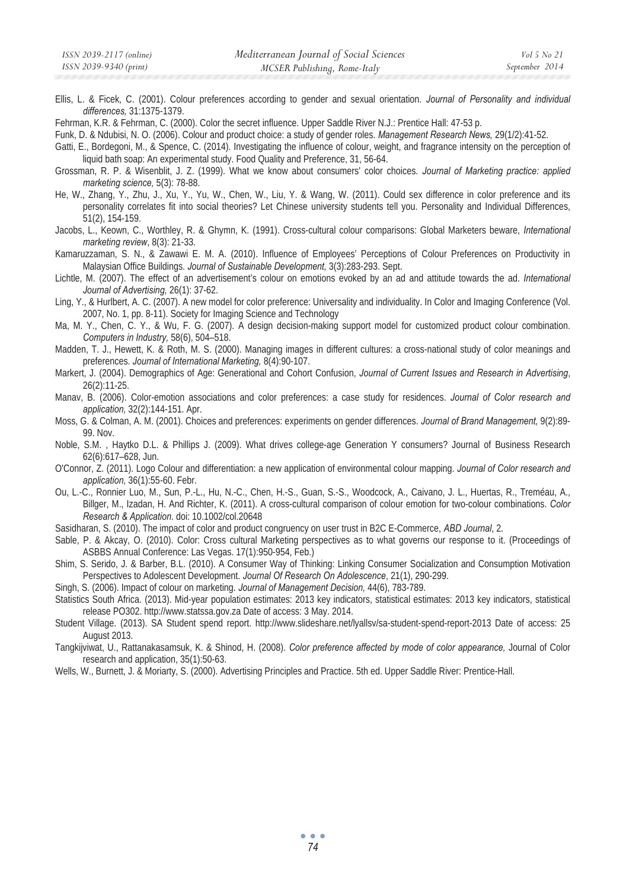Ellis, L. & Ficek, C. (2001). Colour preferences according to gender and sexual orientation. *Journal of Personality and individual differences,* 31:1375-1379.

Fehrman, K.R. & Fehrman, C. (2000). Color the secret influence. Upper Saddle River N.J.: Prentice Hall: 47-53 p.

Funk, D. & Ndubisi, N. O. (2006). Colour and product choice: a study of gender roles. *Management Research News,* 29(1/2):41-52.

Gatti, E., Bordegoni, M., & Spence, C. (2014). Investigating the influence of colour, weight, and fragrance intensity on the perception of liquid bath soap: An experimental study. Food Quality and Preference, 31, 56-64.

Grossman, R. P. & Wisenblit, J. Z. (1999). What we know about consumers' color choices. *Journal of Marketing practice: applied marketing science,* 5(3): 78-88.

He, W., Zhang, Y., Zhu, J., Xu, Y., Yu, W., Chen, W., Liu, Y. & Wang, W. (2011). Could sex difference in color preference and its personality correlates fit into social theories? Let Chinese university students tell you. Personality and Individual Differences, 51(2), 154-159.

Jacobs, L., Keown, C., Worthley, R. & Ghymn, K. (1991). Cross-cultural colour comparisons: Global Marketers beware, *International marketing review*, 8(3): 21-33.

Kamaruzzaman, S. N., & Zawawi E. M. A. (2010). Influence of Employees' Perceptions of Colour Preferences on Productivity in Malaysian Office Buildings. *Journal of Sustainable Development,* 3(3):283-293. Sept.

Lichtle, M. (2007). The effect of an advertisement's colour on emotions evoked by an ad and attitude towards the ad. *International Journal of Advertising,* 26(1): 37-62.

Ling, Y., & Hurlbert, A. C. (2007). A new model for color preference: Universality and individuality. In Color and Imaging Conference (Vol. 2007, No. 1, pp. 8-11). Society for Imaging Science and Technology

Ma, M. Y., Chen, C. Y., & Wu, F. G. (2007). A design decision-making support model for customized product colour combination. *Computers in Industry,* 58(6), 504–518.

Madden, T. J., Hewett, K. & Roth, M. S. (2000). Managing images in different cultures: a cross-national study of color meanings and preferences. *Journal of International Marketing,* 8(4):90-107.

Markert, J. (2004). Demographics of Age: Generational and Cohort Confusion, *Journal of Current Issues and Research in Advertising*, 26(2):11-25.

Manav, B. (2006). Color-emotion associations and color preferences: a case study for residences. *Journal of Color research and application,* 32(2):144-151. Apr.

Moss, G. & Colman, A. M. (2001). Choices and preferences: experiments on gender differences. *Journal of Brand Management,* 9(2):89-99. Nov.

Noble, S.M. , Haytko D.L. & Phillips J. (2009). What drives college-age Generation Y consumers? Journal of Business Research 62(6):617–628, Jun.

O'Connor, Z. (2011). Logo Colour and differentiation: a new application of environmental colour mapping. *Journal of Color research and application,* 36(1):55-60. Febr.

Ou, L.-C., Ronnier Luo, M., Sun, P.-L., Hu, N.-C., Chen, H.-S., Guan, S.-S., Woodcock, A., Caivano, J. L., Huertas, R., Treméau, A., Billger, M., Izadan, H. And Richter, K. (2011). A cross-cultural comparison of colour emotion for two-colour combinations. *Color Research & Application.* doi: 10.1002/col.20648

Sasidharan, S. (2010). The impact of color and product congruency on user trust in B2C E-Commerce, *ABD Journal*, 2.

Sable, P. & Akcay, O. (2010). Color: Cross cultural Marketing perspectives as to what governs our response to it. (Proceedings of ASBBS Annual Conference: Las Vegas. 17(1):950-954, Feb.)

Shim, S. Serido, J. & Barber, B.L. (2010). A Consumer Way of Thinking: Linking Consumer Socialization and Consumption Motivation Perspectives to Adolescent Development. *Journal Of Research On Adolescence*, 21(1), 290-299.

Singh, S. (2006). Impact of colour on marketing. *Journal of Management Decision,* 44(6), 783-789.

Statistics South Africa. (2013). Mid-year population estimates: 2013 key indicators, statistical estimates: 2013 key indicators, statistical release PO302. http://www.statssa.gov.za Date of access: 3 May. 2014.

Student Village. (2013). SA Student spend report. http://www.slideshare.net/lyallsv/sa-student-spend-report-2013 Date of access: 25 August 2013.

Tangkijviwat, U., Rattanakasamsuk, K. & Shinod, H. (2008). *Color preference affected by mode of color appearance,* Journal of Color research and application, 35(1):50-63.

Wells, W., Burnett, J. & Moriarty, S. (2000). Advertising Principles and Practice. 5th ed. Upper Saddle River: Prentice-Hall.